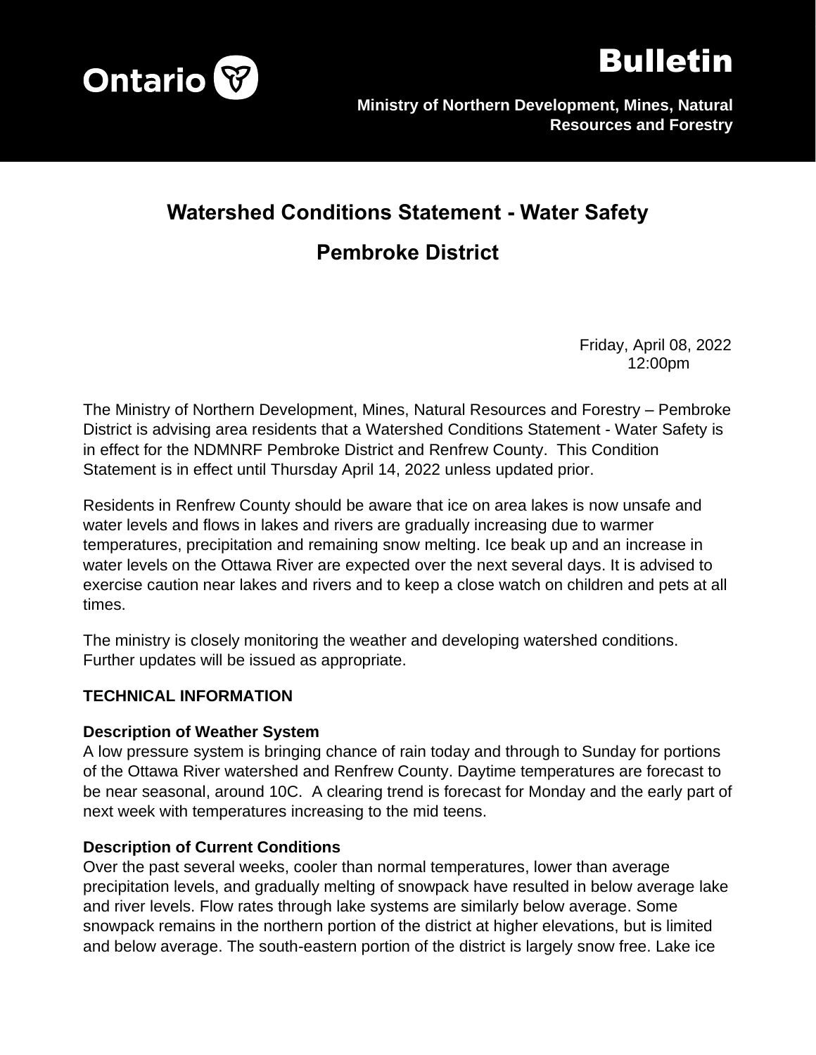Ontario

# Bulletin

**Ministry of Northern Development, Mines, Natural Resources and Forestry**

## Watershed Conditions Statement - Water Safety

## Pembroke District

Friday, April 08, 2022
12:00pm

The Ministry of Northern Development, Mines, Natural Resources and Forestry – Pembroke District is advising area residents that a Watershed Conditions Statement - Water Safety is in effect for the NDMNRF Pembroke District and Renfrew County. This Condition Statement is in effect until Thursday April 14, 2022 unless updated prior.

Residents in Renfrew County should be aware that ice on area lakes is now unsafe and water levels and flows in lakes and rivers are gradually increasing due to warmer temperatures, precipitation and remaining snow melting. Ice beak up and an increase in water levels on the Ottawa River are expected over the next several days. It is advised to exercise caution near lakes and rivers and to keep a close watch on children and pets at all times.

The ministry is closely monitoring the weather and developing watershed conditions. Further updates will be issued as appropriate.

**TECHNICAL INFORMATION**

**Description of Weather System**
A low pressure system is bringing chance of rain today and through to Sunday for portions of the Ottawa River watershed and Renfrew County. Daytime temperatures are forecast to be near seasonal, around 10C. A clearing trend is forecast for Monday and the early part of next week with temperatures increasing to the mid teens.

**Description of Current Conditions**
Over the past several weeks, cooler than normal temperatures, lower than average precipitation levels, and gradually melting of snowpack have resulted in below average lake and river levels. Flow rates through lake systems are similarly below average. Some snowpack remains in the northern portion of the district at higher elevations, but is limited and below average. The south-eastern portion of the district is largely snow free. Lake ice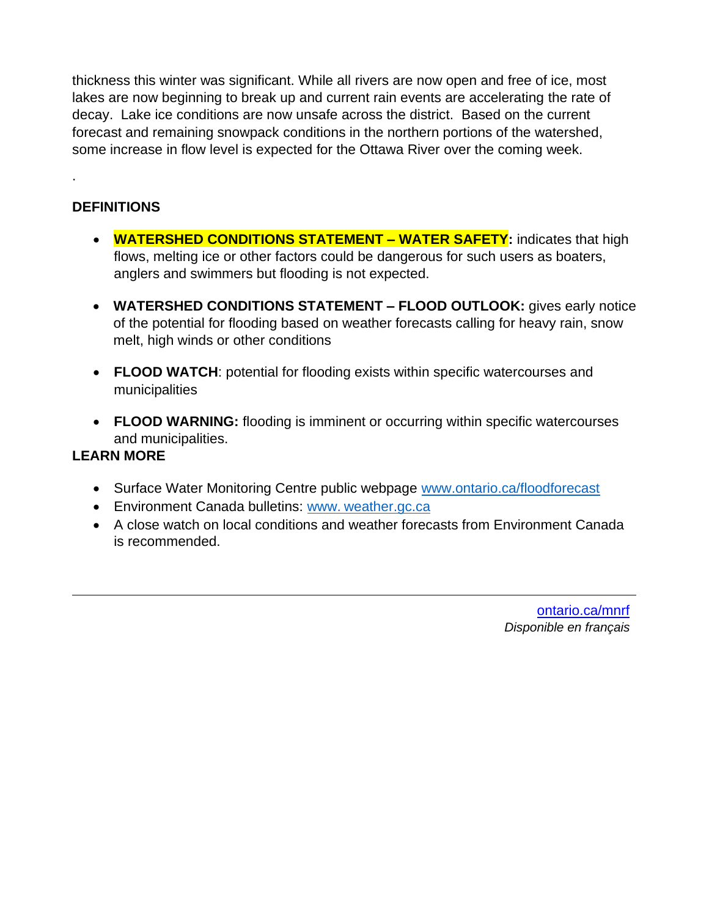thickness this winter was significant. While all rivers are now open and free of ice, most lakes are now beginning to break up and current rain events are accelerating the rate of decay. Lake ice conditions are now unsafe across the district. Based on the current forecast and remaining snowpack conditions in the northern portions of the watershed, some increase in flow level is expected for the Ottawa River over the coming week.

.

**DEFINITIONS**

- **WATERSHED CONDITIONS STATEMENT – WATER SAFETY:** indicates that high flows, melting ice or other factors could be dangerous for such users as boaters, anglers and swimmers but flooding is not expected.
- **WATERSHED CONDITIONS STATEMENT – FLOOD OUTLOOK:** gives early notice of the potential for flooding based on weather forecasts calling for heavy rain, snow melt, high winds or other conditions
- **FLOOD WATCH**: potential for flooding exists within specific watercourses and municipalities
- **FLOOD WARNING:** flooding is imminent or occurring within specific watercourses and municipalities.

**LEARN MORE**

- Surface Water Monitoring Centre public webpage www.ontario.ca/floodforecast
- Environment Canada bulletins: www. weather.gc.ca
- A close watch on local conditions and weather forecasts from Environment Canada is recommended.

---

ontario.ca/mnrf

*Disponible en français*